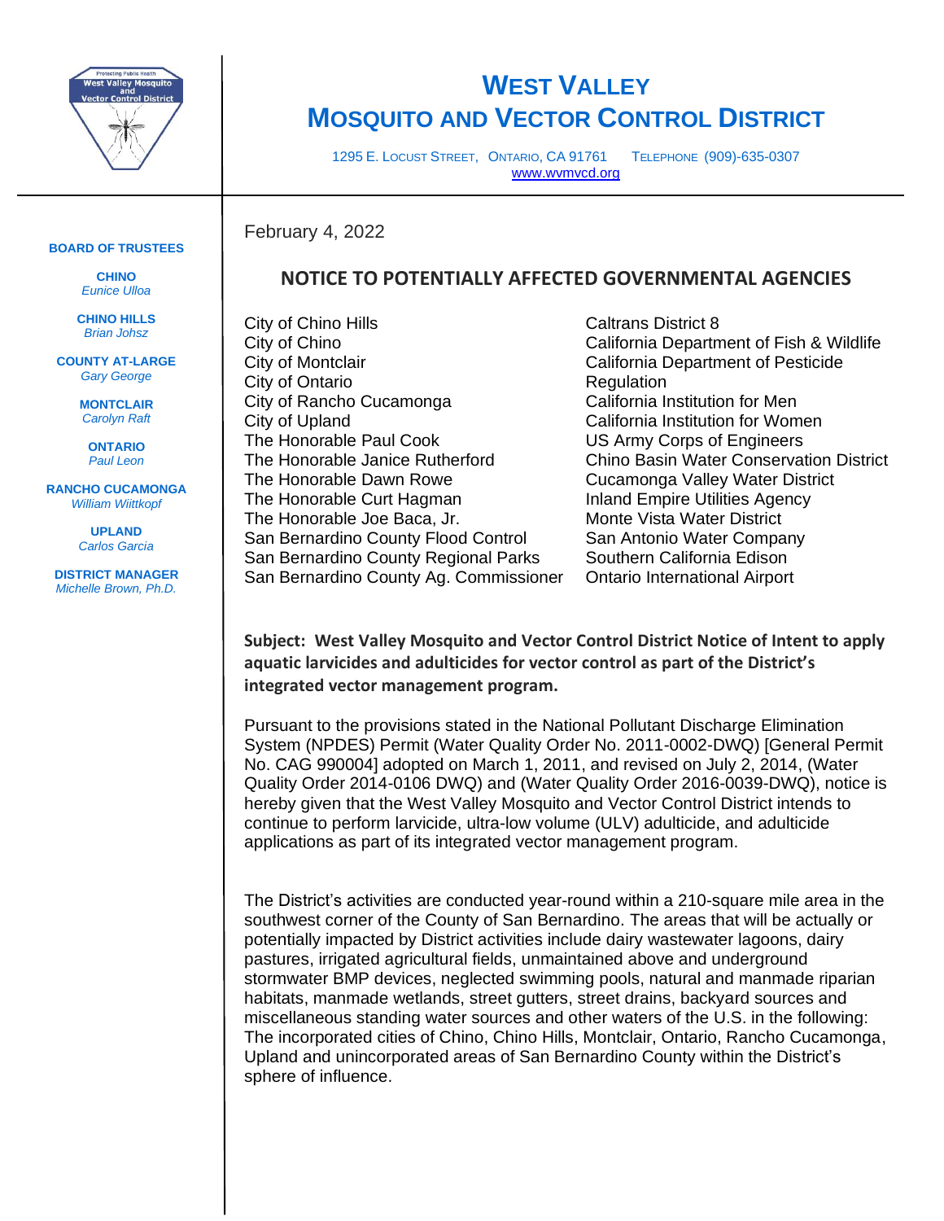# WEST VALLEY MOSQUITO AND VECTOR CONTROL DISTRICT

1295 E. LOCUST STREET, ONTARIO, CA 91761 TELEPHONE (909)-635-0307
www.wvmvcd.org

**BOARD OF TRUSTEES**

**CHINO**
*Eunice Ulloa*

**CHINO HILLS**
*Brian Johsz*

**COUNTY AT-LARGE**
*Gary George*

**MONTCLAIR**
*Carolyn Raft*

**ONTARIO**
*Paul Leon*

**RANCHO CUCAMONGA**
*William Wiittkopf*

**UPLAND**
*Carlos Garcia*

**DISTRICT MANAGER**
*Michelle Brown, Ph.D.*

February 4, 2022

## NOTICE TO POTENTIALLY AFFECTED GOVERNMENTAL AGENCIES

City of Chino Hills
City of Chino
City of Montclair
City of Ontario
City of Rancho Cucamonga
City of Upland
The Honorable Paul Cook
The Honorable Janice Rutherford
The Honorable Dawn Rowe
The Honorable Curt Hagman
The Honorable Joe Baca, Jr.
San Bernardino County Flood Control
San Bernardino County Regional Parks
San Bernardino County Ag. Commissioner
Caltrans District 8
California Department of Fish & Wildlife
California Department of Pesticide Regulation
California Institution for Men
California Institution for Women
US Army Corps of Engineers
Chino Basin Water Conservation District
Cucamonga Valley Water District
Inland Empire Utilities Agency
Monte Vista Water District
San Antonio Water Company
Southern California Edison
Ontario International Airport

**Subject: West Valley Mosquito and Vector Control District Notice of Intent to apply aquatic larvicides and adulticides for vector control as part of the District's integrated vector management program.**

Pursuant to the provisions stated in the National Pollutant Discharge Elimination System (NPDES) Permit (Water Quality Order No. 2011-0002-DWQ) [General Permit No. CAG 990004] adopted on March 1, 2011, and revised on July 2, 2014, (Water Quality Order 2014-0106 DWQ) and (Water Quality Order 2016-0039-DWQ), notice is hereby given that the West Valley Mosquito and Vector Control District intends to continue to perform larvicide, ultra-low volume (ULV) adulticide, and adulticide applications as part of its integrated vector management program.

The District's activities are conducted year-round within a 210-square mile area in the southwest corner of the County of San Bernardino. The areas that will be actually or potentially impacted by District activities include dairy wastewater lagoons, dairy pastures, irrigated agricultural fields, unmaintained above and underground stormwater BMP devices, neglected swimming pools, natural and manmade riparian habitats, manmade wetlands, street gutters, street drains, backyard sources and miscellaneous standing water sources and other waters of the U.S. in the following: The incorporated cities of Chino, Chino Hills, Montclair, Ontario, Rancho Cucamonga, Upland and unincorporated areas of San Bernardino County within the District's sphere of influence.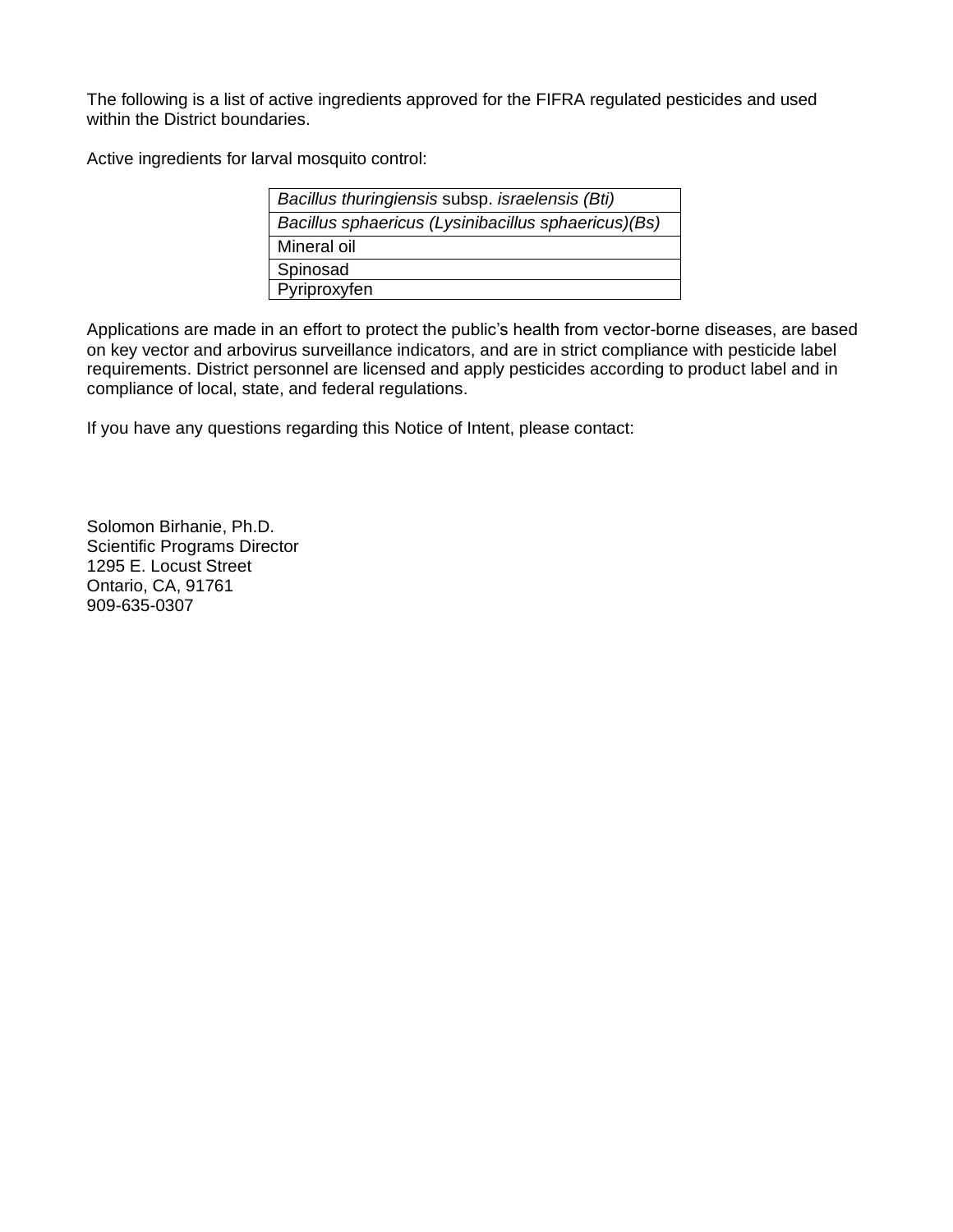The following is a list of active ingredients approved for the FIFRA regulated pesticides and used within the District boundaries.

Active ingredients for larval mosquito control:

| |
|---|
| *Bacillus thuringiensis* subsp. *israelensis (Bti)* |
| *Bacillus sphaericus (Lysinibacillus sphaericus)(Bs)* |
| Mineral oil |
| Spinosad |
| Pyriproxyfen |

Applications are made in an effort to protect the public's health from vector-borne diseases, are based on key vector and arbovirus surveillance indicators, and are in strict compliance with pesticide label requirements. District personnel are licensed and apply pesticides according to product label and in compliance of local, state, and federal regulations.

If you have any questions regarding this Notice of Intent, please contact:

Solomon Birhanie, Ph.D.
Scientific Programs Director
1295 E. Locust Street
Ontario, CA, 91761
909-635-0307